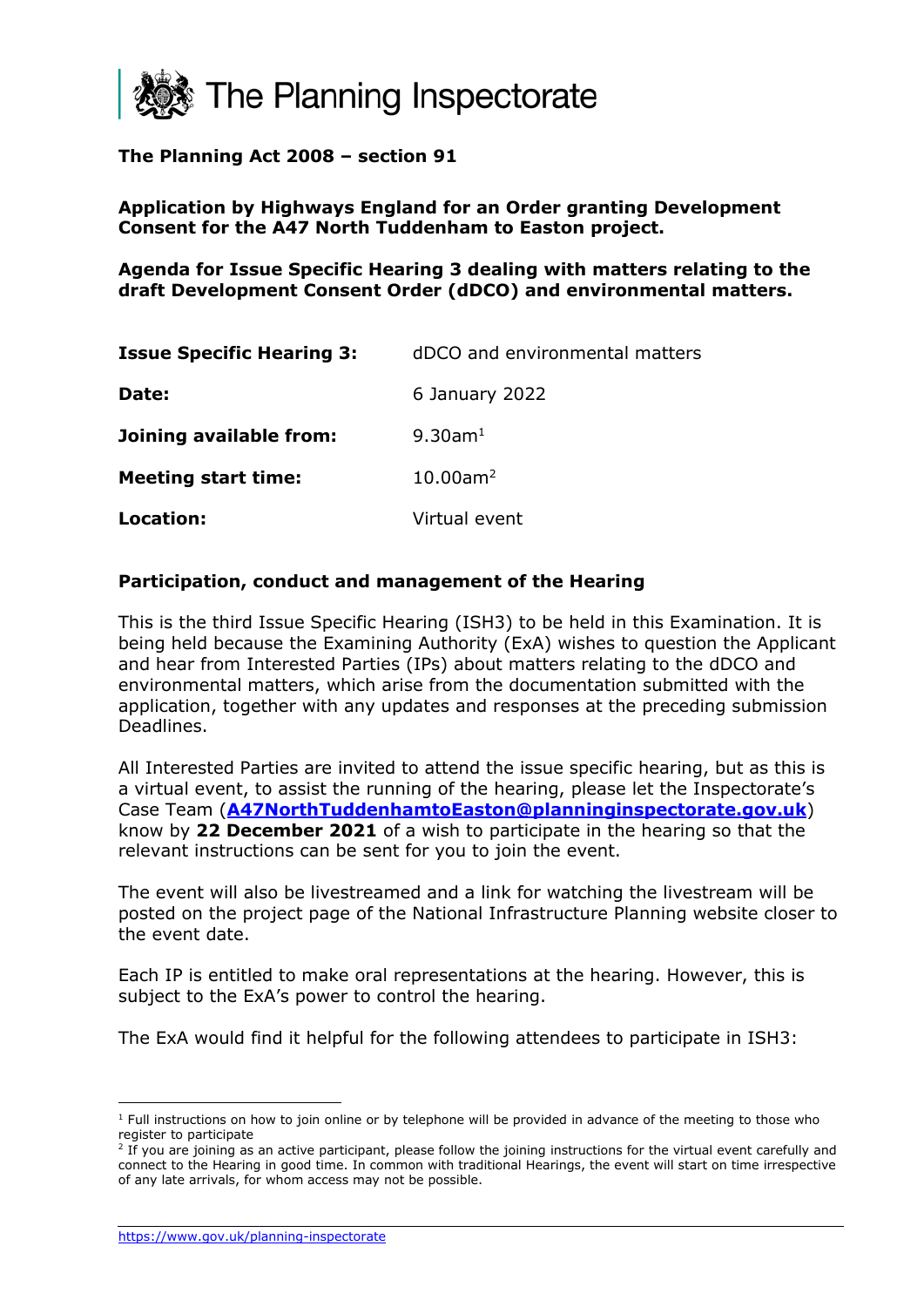# The Planning Inspectorate

**The Planning Act 2008 – section 91**

**Application by Highways England for an Order granting Development Consent for the A47 North Tuddenham to Easton project.**

**Agenda for Issue Specific Hearing 3 dealing with matters relating to the draft Development Consent Order (dDCO) and environmental matters.**

| | |
|---|---|
| **Issue Specific Hearing 3:** | dDCO and environmental matters |
| **Date:** | 6 January 2022 |
| **Joining available from:** | 9.30am[1] |
| **Meeting start time:** | 10.00am[2] |
| **Location:** | Virtual event |

## Participation, conduct and management of the Hearing

This is the third Issue Specific Hearing (ISH3) to be held in this Examination. It is being held because the Examining Authority (ExA) wishes to question the Applicant and hear from Interested Parties (IPs) about matters relating to the dDCO and environmental matters, which arise from the documentation submitted with the application, together with any updates and responses at the preceding submission Deadlines.

All Interested Parties are invited to attend the issue specific hearing, but as this is a virtual event, to assist the running of the hearing, please let the Inspectorate's Case Team (**A47NorthTuddenhamtoEaston@planninginspectorate.gov.uk**) know by **22 December 2021** of a wish to participate in the hearing so that the relevant instructions can be sent for you to join the event.

The event will also be livestreamed and a link for watching the livestream will be posted on the project page of the National Infrastructure Planning website closer to the event date.

Each IP is entitled to make oral representations at the hearing. However, this is subject to the ExA's power to control the hearing.

The ExA would find it helpful for the following attendees to participate in ISH3:

---

[1] Full instructions on how to join online or by telephone will be provided in advance of the meeting to those who register to participate

[2] If you are joining as an active participant, please follow the joining instructions for the virtual event carefully and connect to the Hearing in good time. In common with traditional Hearings, the event will start on time irrespective of any late arrivals, for whom access may not be possible.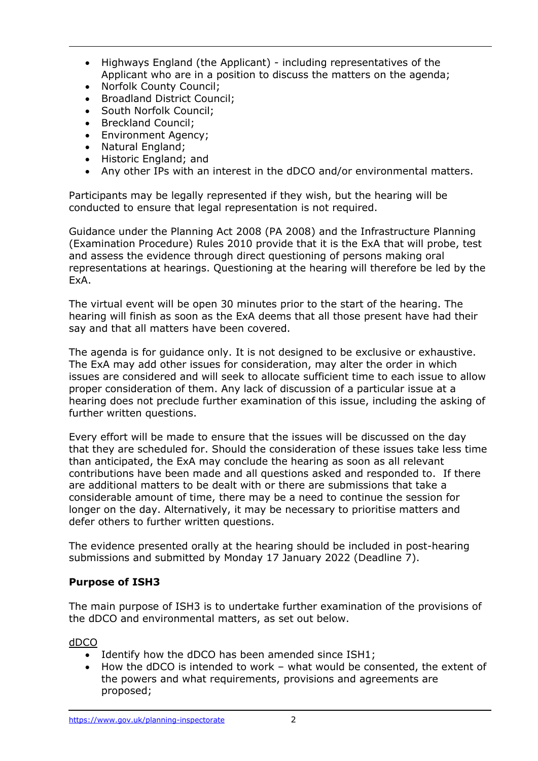- Highways England (the Applicant) - including representatives of the Applicant who are in a position to discuss the matters on the agenda;
- Norfolk County Council;
- Broadland District Council;
- South Norfolk Council;
- Breckland Council;
- Environment Agency;
- Natural England;
- Historic England; and
- Any other IPs with an interest in the dDCO and/or environmental matters.

Participants may be legally represented if they wish, but the hearing will be conducted to ensure that legal representation is not required.

Guidance under the Planning Act 2008 (PA 2008) and the Infrastructure Planning (Examination Procedure) Rules 2010 provide that it is the ExA that will probe, test and assess the evidence through direct questioning of persons making oral representations at hearings. Questioning at the hearing will therefore be led by the ExA.

The virtual event will be open 30 minutes prior to the start of the hearing. The hearing will finish as soon as the ExA deems that all those present have had their say and that all matters have been covered.

The agenda is for guidance only. It is not designed to be exclusive or exhaustive. The ExA may add other issues for consideration, may alter the order in which issues are considered and will seek to allocate sufficient time to each issue to allow proper consideration of them. Any lack of discussion of a particular issue at a hearing does not preclude further examination of this issue, including the asking of further written questions.

Every effort will be made to ensure that the issues will be discussed on the day that they are scheduled for. Should the consideration of these issues take less time than anticipated, the ExA may conclude the hearing as soon as all relevant contributions have been made and all questions asked and responded to. If there are additional matters to be dealt with or there are submissions that take a considerable amount of time, there may be a need to continue the session for longer on the day. Alternatively, it may be necessary to prioritise matters and defer others to further written questions.

The evidence presented orally at the hearing should be included in post-hearing submissions and submitted by Monday 17 January 2022 (Deadline 7).

**Purpose of ISH3**

The main purpose of ISH3 is to undertake further examination of the provisions of the dDCO and environmental matters, as set out below.

dDCO

- Identify how the dDCO has been amended since ISH1;
- How the dDCO is intended to work – what would be consented, the extent of the powers and what requirements, provisions and agreements are proposed;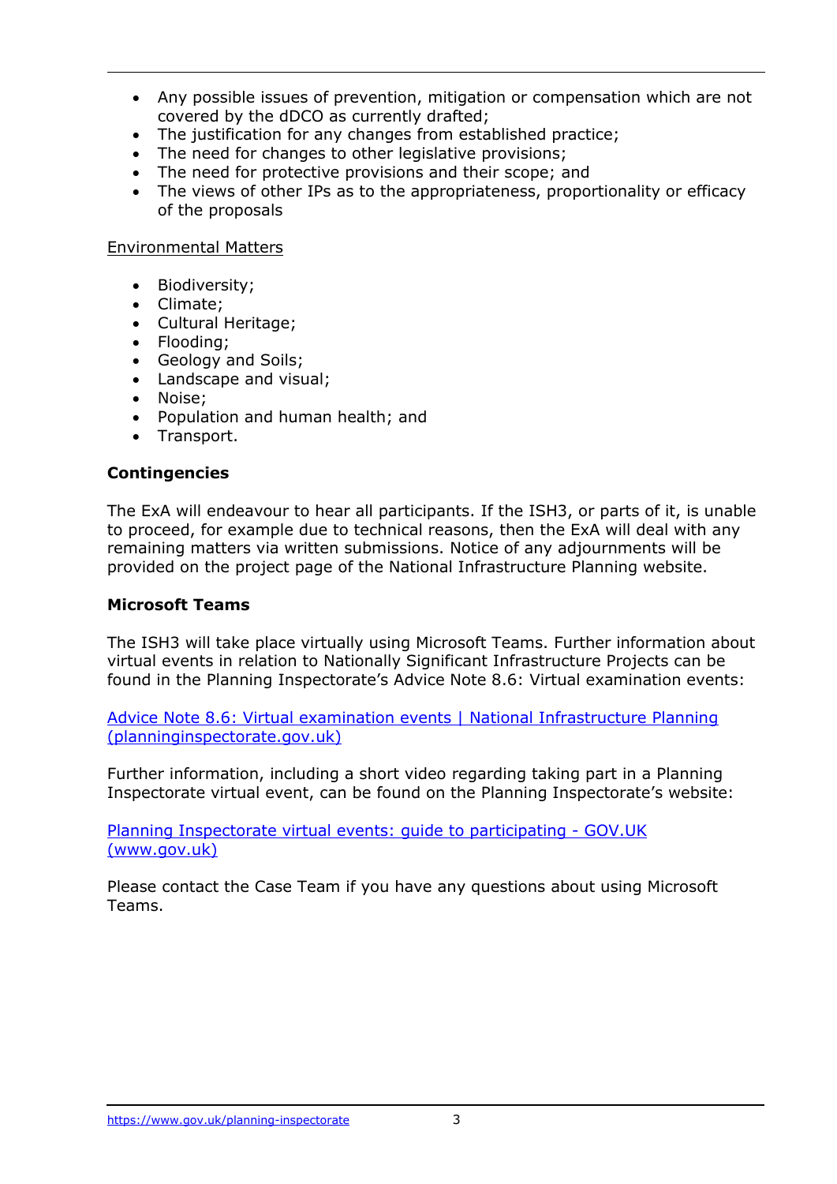- Any possible issues of prevention, mitigation or compensation which are not covered by the dDCO as currently drafted;
- The justification for any changes from established practice;
- The need for changes to other legislative provisions;
- The need for protective provisions and their scope; and
- The views of other IPs as to the appropriateness, proportionality or efficacy of the proposals

Environmental Matters

- Biodiversity;
- Climate;
- Cultural Heritage;
- Flooding;
- Geology and Soils;
- Landscape and visual;
- Noise;
- Population and human health; and
- Transport.

**Contingencies**

The ExA will endeavour to hear all participants. If the ISH3, or parts of it, is unable to proceed, for example due to technical reasons, then the ExA will deal with any remaining matters via written submissions. Notice of any adjournments will be provided on the project page of the National Infrastructure Planning website.

**Microsoft Teams**

The ISH3 will take place virtually using Microsoft Teams. Further information about virtual events in relation to Nationally Significant Infrastructure Projects can be found in the Planning Inspectorate's Advice Note 8.6: Virtual examination events:

Advice Note 8.6: Virtual examination events | National Infrastructure Planning (planninginspectorate.gov.uk)

Further information, including a short video regarding taking part in a Planning Inspectorate virtual event, can be found on the Planning Inspectorate's website:

Planning Inspectorate virtual events: guide to participating - GOV.UK (www.gov.uk)

Please contact the Case Team if you have any questions about using Microsoft Teams.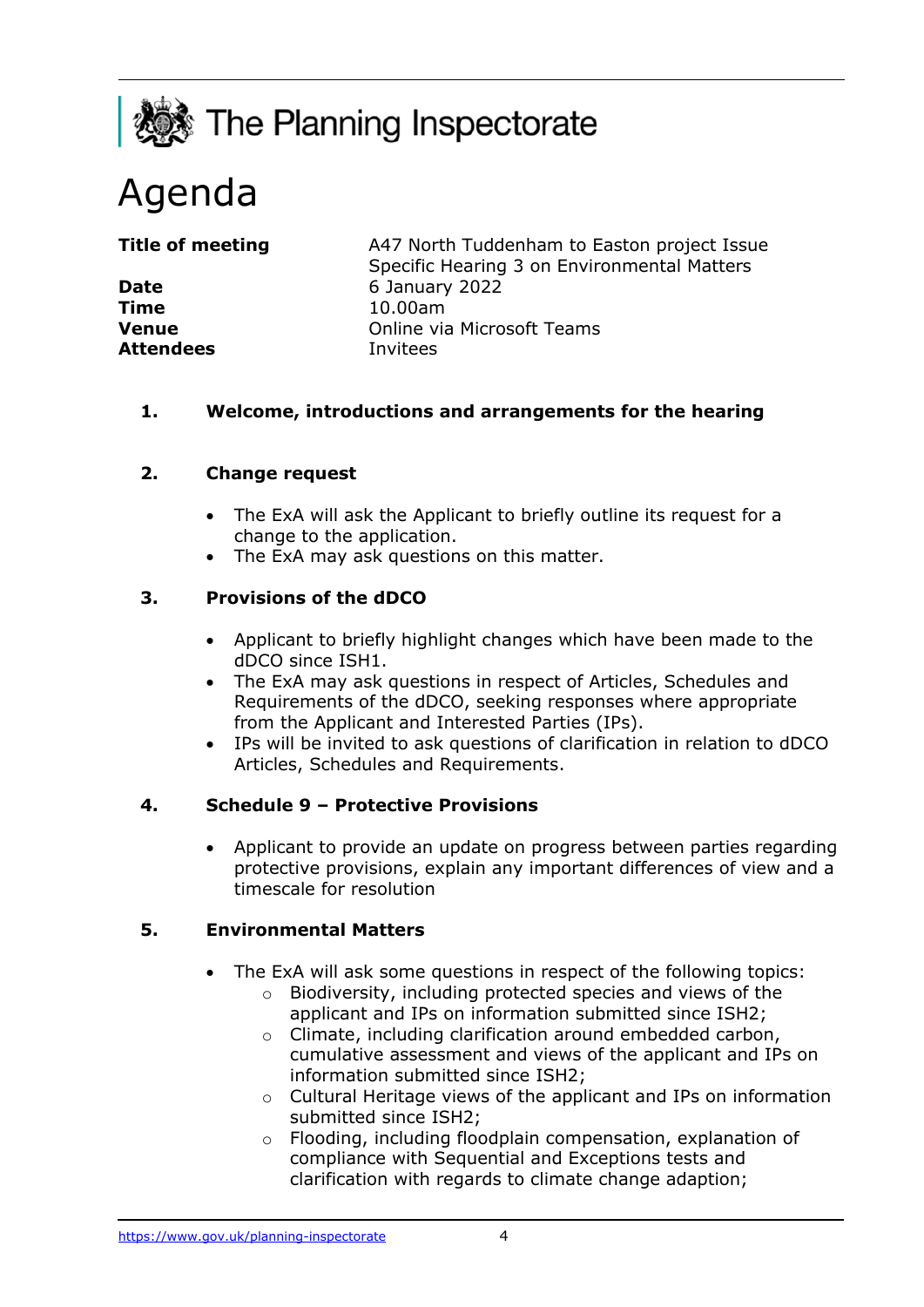The Planning Inspectorate

# Agenda

| | |
|---|---|
| **Title of meeting** | A47 North Tuddenham to Easton project Issue Specific Hearing 3 on Environmental Matters |
| **Date** | 6 January 2022 |
| **Time** | 10.00am |
| **Venue** | Online via Microsoft Teams |
| **Attendees** | Invitees |

**1. Welcome, introductions and arrangements for the hearing**

**2. Change request**

- The ExA will ask the Applicant to briefly outline its request for a change to the application.
- The ExA may ask questions on this matter.

**3. Provisions of the dDCO**

- Applicant to briefly highlight changes which have been made to the dDCO since ISH1.
- The ExA may ask questions in respect of Articles, Schedules and Requirements of the dDCO, seeking responses where appropriate from the Applicant and Interested Parties (IPs).
- IPs will be invited to ask questions of clarification in relation to dDCO Articles, Schedules and Requirements.

**4. Schedule 9 – Protective Provisions**

- Applicant to provide an update on progress between parties regarding protective provisions, explain any important differences of view and a timescale for resolution

**5. Environmental Matters**

- The ExA will ask some questions in respect of the following topics:
  - Biodiversity, including protected species and views of the applicant and IPs on information submitted since ISH2;
  - Climate, including clarification around embedded carbon, cumulative assessment and views of the applicant and IPs on information submitted since ISH2;
  - Cultural Heritage views of the applicant and IPs on information submitted since ISH2;
  - Flooding, including floodplain compensation, explanation of compliance with Sequential and Exceptions tests and clarification with regards to climate change adaption;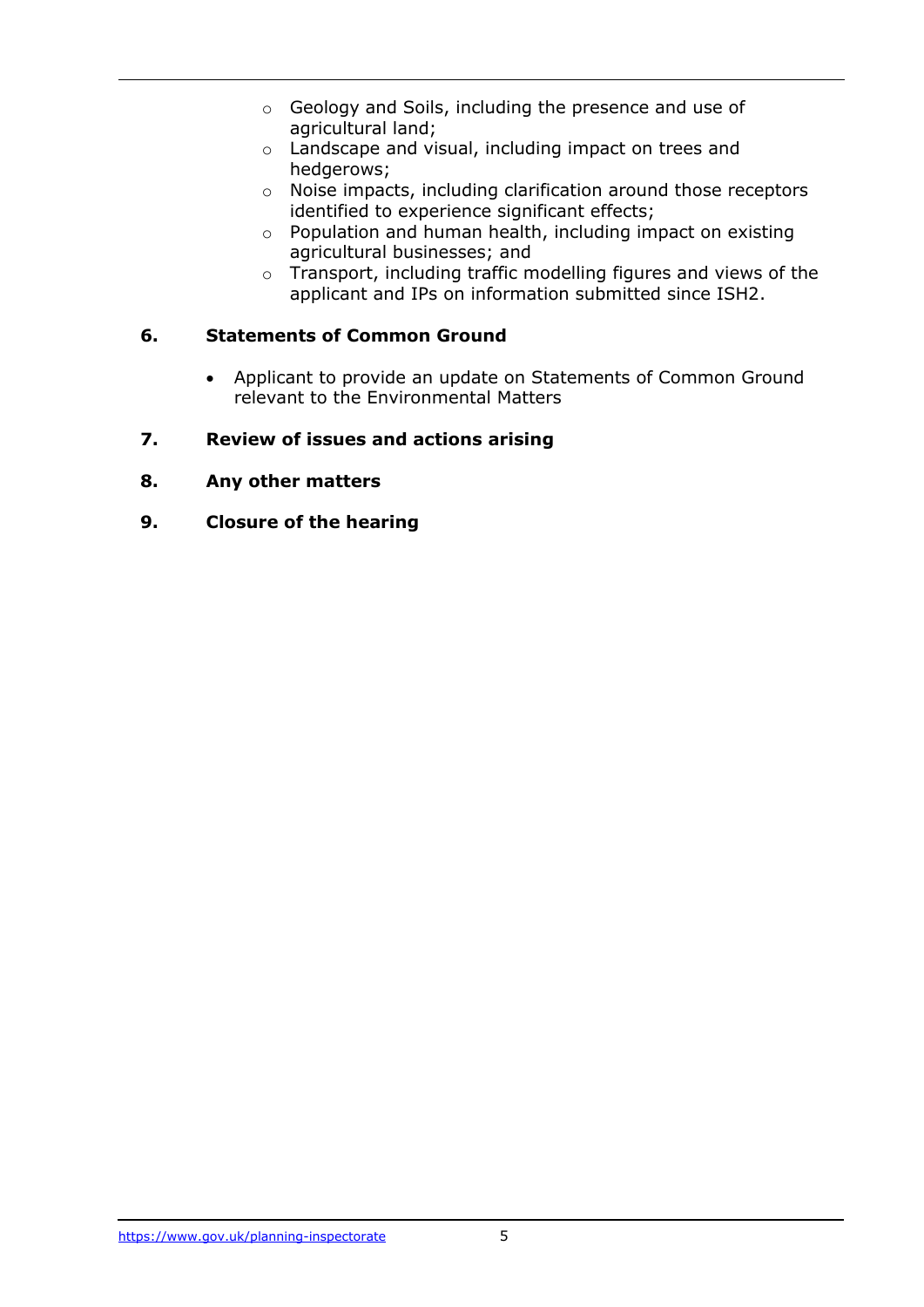- Geology and Soils, including the presence and use of agricultural land;
  - Landscape and visual, including impact on trees and hedgerows;
  - Noise impacts, including clarification around those receptors identified to experience significant effects;
  - Population and human health, including impact on existing agricultural businesses; and
  - Transport, including traffic modelling figures and views of the applicant and IPs on information submitted since ISH2.

**6. Statements of Common Ground**

- Applicant to provide an update on Statements of Common Ground relevant to the Environmental Matters

**7. Review of issues and actions arising**

**8. Any other matters**

**9. Closure of the hearing**